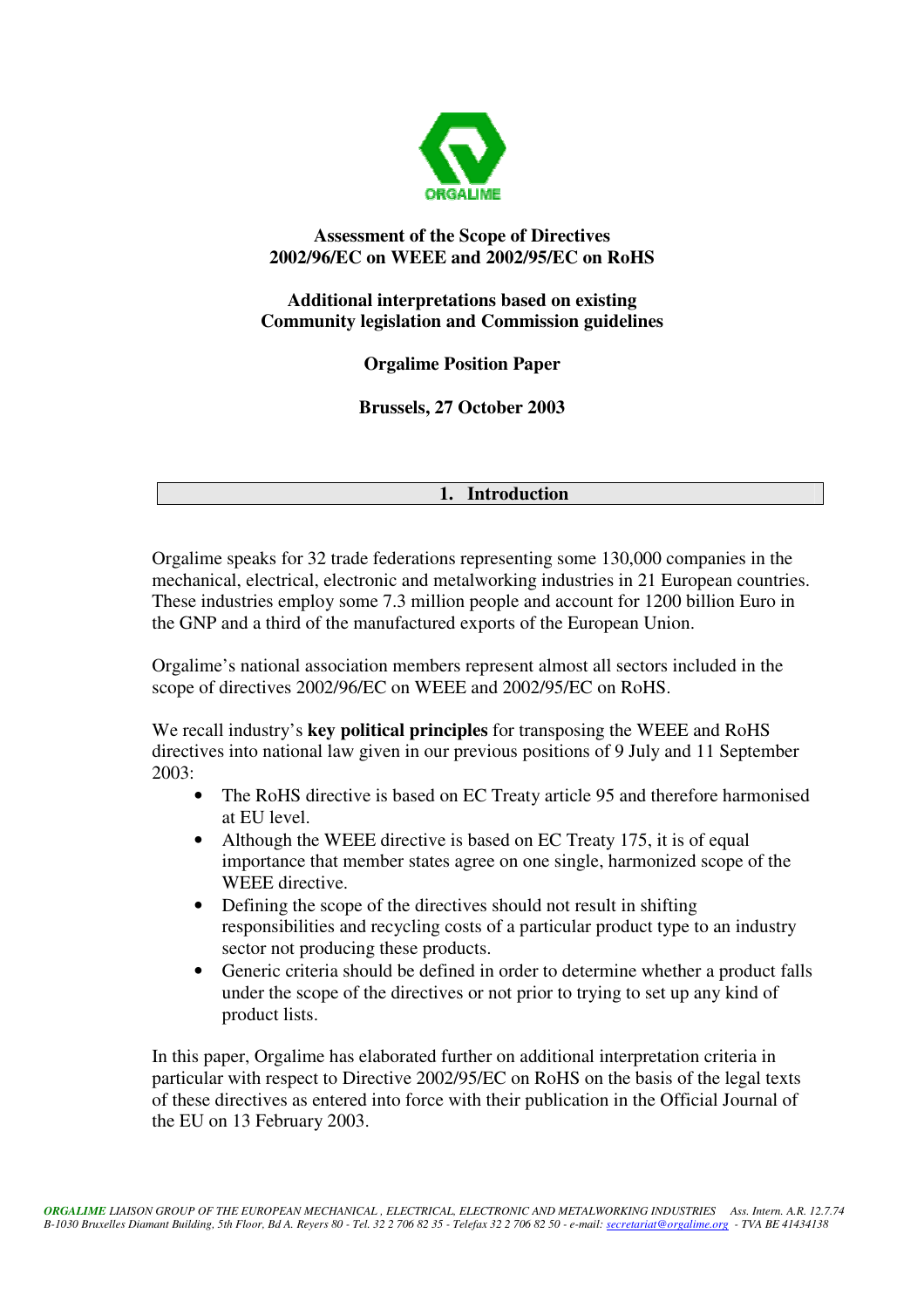ORGALIME

# Assessment of the Scope of Directives 2002/96/EC on WEEE and 2002/95/EC on RoHS

## Additional interpretations based on existing Community legislation and Commission guidelines

**Orgalime Position Paper**

**Brussels, 27 October 2003**

## 1. Introduction

Orgalime speaks for 32 trade federations representing some 130,000 companies in the mechanical, electrical, electronic and metalworking industries in 21 European countries. These industries employ some 7.3 million people and account for 1200 billion Euro in the GNP and a third of the manufactured exports of the European Union.

Orgalime's national association members represent almost all sectors included in the scope of directives 2002/96/EC on WEEE and 2002/95/EC on RoHS.

We recall industry's **key political principles** for transposing the WEEE and RoHS directives into national law given in our previous positions of 9 July and 11 September 2003:

- The RoHS directive is based on EC Treaty article 95 and therefore harmonised at EU level.
- Although the WEEE directive is based on EC Treaty 175, it is of equal importance that member states agree on one single, harmonized scope of the WEEE directive.
- Defining the scope of the directives should not result in shifting responsibilities and recycling costs of a particular product type to an industry sector not producing these products.
- Generic criteria should be defined in order to determine whether a product falls under the scope of the directives or not prior to trying to set up any kind of product lists.

In this paper, Orgalime has elaborated further on additional interpretation criteria in particular with respect to Directive 2002/95/EC on RoHS on the basis of the legal texts of these directives as entered into force with their publication in the Official Journal of the EU on 13 February 2003.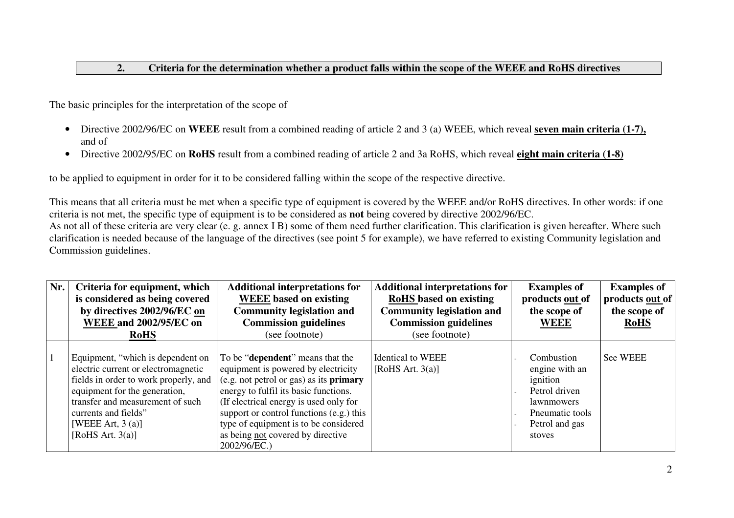## 2. Criteria for the determination whether a product falls within the scope of the WEEE and RoHS directives

The basic principles for the interpretation of the scope of

- Directive 2002/96/EC on **WEEE** result from a combined reading of article 2 and 3 (a) WEEE, which reveal **seven main criteria (1-7),** and of
- Directive 2002/95/EC on **RoHS** result from a combined reading of article 2 and 3a RoHS, which reveal **eight main criteria (1-8)**

to be applied to equipment in order for it to be considered falling within the scope of the respective directive.

This means that all criteria must be met when a specific type of equipment is covered by the WEEE and/or RoHS directives. In other words: if one criteria is not met, the specific type of equipment is to be considered as **not** being covered by directive 2002/96/EC.
As not all of these criteria are very clear (e. g. annex I B) some of them need further clarification. This clarification is given hereafter. Where such clarification is needed because of the language of the directives (see point 5 for example), we have referred to existing Community legislation and Commission guidelines.

| Nr. | Criteria for equipment, which is considered as being covered by directives 2002/96/EC on WEEE and 2002/95/EC on RoHS | Additional interpretations for WEEE based on existing Community legislation and Commission guidelines (see footnote) | Additional interpretations for RoHS based on existing Community legislation and Commission guidelines (see footnote) | Examples of products out of the scope of WEEE | Examples of products out of the scope of RoHS |
|---|---|---|---|---|---|
| 1 | Equipment, "which is dependent on electric current or electromagnetic fields in order to work properly, and equipment for the generation, transfer and measurement of such currents and fields" [WEEE Art, 3 (a)] [RoHS Art. 3(a)] | To be "**dependent**" means that the equipment is powered by electricity (e.g. not petrol or gas) as its **primary** energy to fulfil its basic functions. (If electrical energy is used only for support or control functions (e.g.) this type of equipment is to be considered as being not covered by directive 2002/96/EC.) | Identical to WEEE [RoHS Art. 3(a)] | - Combustion engine with an ignition<br>- Petrol driven lawnmowers<br>- Pneumatic tools<br>- Petrol and gas stoves | See WEEE |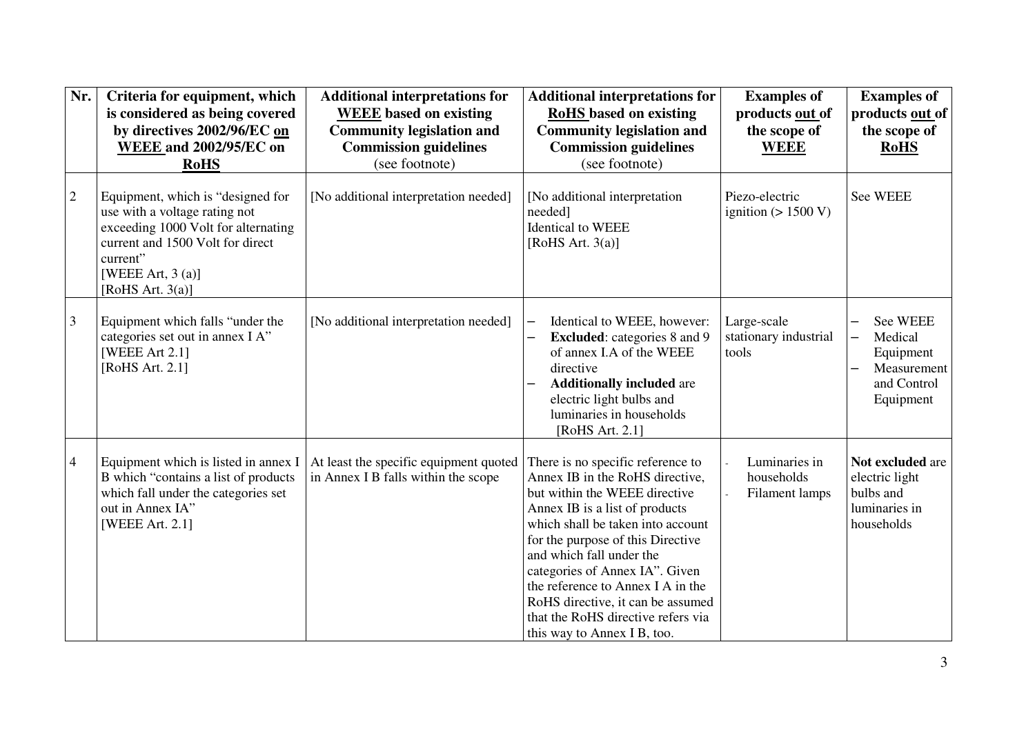| Nr. | Criteria for equipment, which is considered as being covered by directives 2002/96/EC <u>on</u> <u>WEEE</u> and 2002/95/EC on <u>RoHS</u> | Additional interpretations for <u>WEEE</u> based on existing Community legislation and Commission guidelines (see footnote) | Additional interpretations for <u>RoHS</u> based on existing Community legislation and Commission guidelines (see footnote) | Examples of products <u>out</u> of the scope of <u>WEEE</u> | Examples of products <u>out</u> of the scope of <u>RoHS</u> |
|---|---|---|---|---|---|
| 2 | Equipment, which is "designed for use with a voltage rating not exceeding 1000 Volt for alternating current and 1500 Volt for direct current" [WEEE Art, 3 (a)] [RoHS Art. 3(a)] | [No additional interpretation needed] | [No additional interpretation needed] Identical to WEEE [RoHS Art. 3(a)] | Piezo-electric ignition (> 1500 V) | See WEEE |
| 3 | Equipment which falls "under the categories set out in annex I A" [WEEE Art 2.1] [RoHS Art. 2.1] | [No additional interpretation needed] | – Identical to WEEE, however: <br> – **Excluded**: categories 8 and 9 of annex I.A of the WEEE directive <br> – **Additionally included** are electric light bulbs and luminaries in households [RoHS Art. 2.1] | Large-scale stationary industrial tools | – See WEEE <br> – Medical Equipment <br> – Measurement and Control Equipment |
| 4 | Equipment which is listed in annex I B which "contains a list of products which fall under the categories set out in Annex IA" [WEEE Art. 2.1] | At least the specific equipment quoted in Annex I B falls within the scope | There is no specific reference to Annex IB in the RoHS directive, but within the WEEE directive Annex IB is a list of products which shall be taken into account for the purpose of this Directive and which fall under the categories of Annex IA". Given the reference to Annex I A in the RoHS directive, it can be assumed that the RoHS directive refers via this way to Annex I B, too. | - Luminaries in households <br> - Filament lamps | **Not excluded** are electric light bulbs and luminaries in households |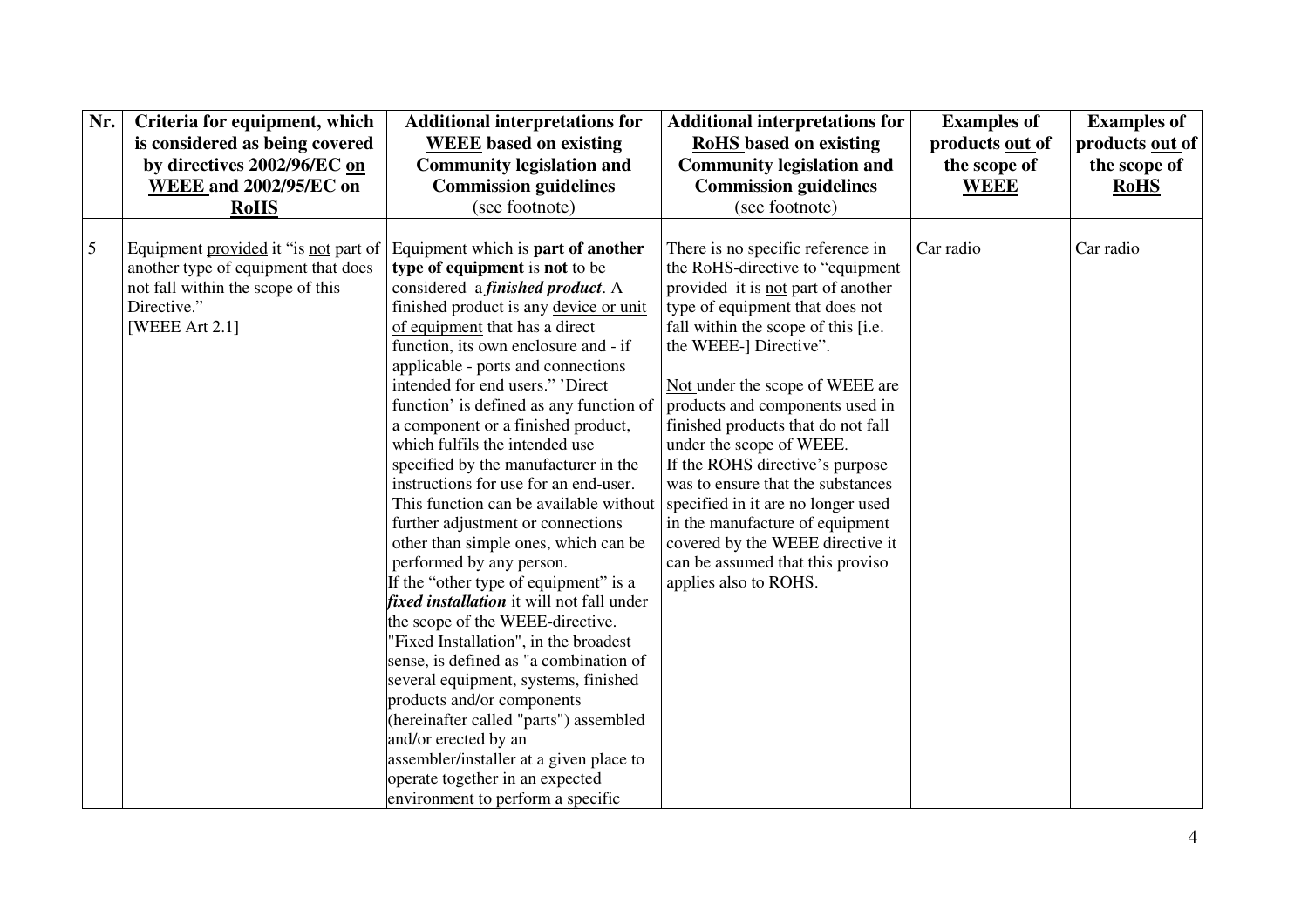| Nr. | Criteria for equipment, which is considered as being covered by directives 2002/96/EC on WEEE and 2002/95/EC on RoHS | Additional interpretations for WEEE based on existing Community legislation and Commission guidelines (see footnote) | Additional interpretations for RoHS based on existing Community legislation and Commission guidelines (see footnote) | Examples of products out of the scope of WEEE | Examples of products out of the scope of RoHS |
|---|---|---|---|---|---|
| 5 | Equipment provided it "is not part of another type of equipment that does not fall within the scope of this Directive." [WEEE Art 2.1] | Equipment which is **part of another type of equipment** is **not** to be considered a ***finished product***. A finished product is any device or unit of equipment that has a direct function, its own enclosure and - if applicable - ports and connections intended for end users." 'Direct function' is defined as any function of a component or a finished product, which fulfils the intended use specified by the manufacturer in the instructions for use for an end-user. This function can be available without further adjustment or connections other than simple ones, which can be performed by any person. If the "other type of equipment" is a ***fixed installation*** it will not fall under the scope of the WEEE-directive. "Fixed Installation", in the broadest sense, is defined as "a combination of several equipment, systems, finished products and/or components (hereinafter called "parts") assembled and/or erected by an assembler/installer at a given place to operate together in an expected environment to perform a specific | There is no specific reference in the RoHS-directive to "equipment provided it is not part of another type of equipment that does not fall within the scope of this [i.e. the WEEE-] Directive". Not under the scope of WEEE are products and components used in finished products that do not fall under the scope of WEEE. If the ROHS directive's purpose was to ensure that the substances specified in it are no longer used in the manufacture of equipment covered by the WEEE directive it can be assumed that this proviso applies also to ROHS. | Car radio | Car radio |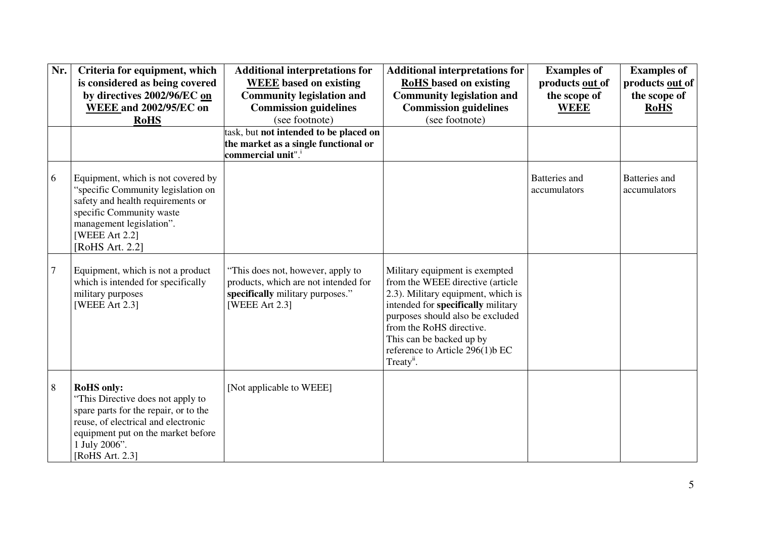| Nr. | Criteria for equipment, which is considered as being covered by directives 2002/96/EC on WEEE and 2002/95/EC on RoHS | Additional interpretations for WEEE based on existing Community legislation and Commission guidelines (see footnote) | Additional interpretations for RoHS based on existing Community legislation and Commission guidelines (see footnote) | Examples of products out of the scope of WEEE | Examples of products out of the scope of RoHS |
|---|---|---|---|---|---|
| | | task, but **not intended to be placed on the market as a single functional or commercial unit**".[i] | | | |
| 6 | Equipment, which is not covered by "specific Community legislation on safety and health requirements or specific Community waste management legislation". [WEEE Art 2.2] [RoHS Art. 2.2] | | | Batteries and accumulators | Batteries and accumulators |
| 7 | Equipment, which is not a product which is intended for specifically military purposes [WEEE Art 2.3] | "This does not, however, apply to products, which are not intended for **specifically** military purposes." [WEEE Art 2.3] | Military equipment is exempted from the WEEE directive (article 2.3). Military equipment, which is intended for **specifically** military purposes should also be excluded from the RoHS directive. This can be backed up by reference to Article 296(1)b EC Treaty[ii]. | | |
| 8 | **RoHS only:** "This Directive does not apply to spare parts for the repair, or to the reuse, of electrical and electronic equipment put on the market before 1 July 2006". [RoHS Art. 2.3] | [Not applicable to WEEE] | | | |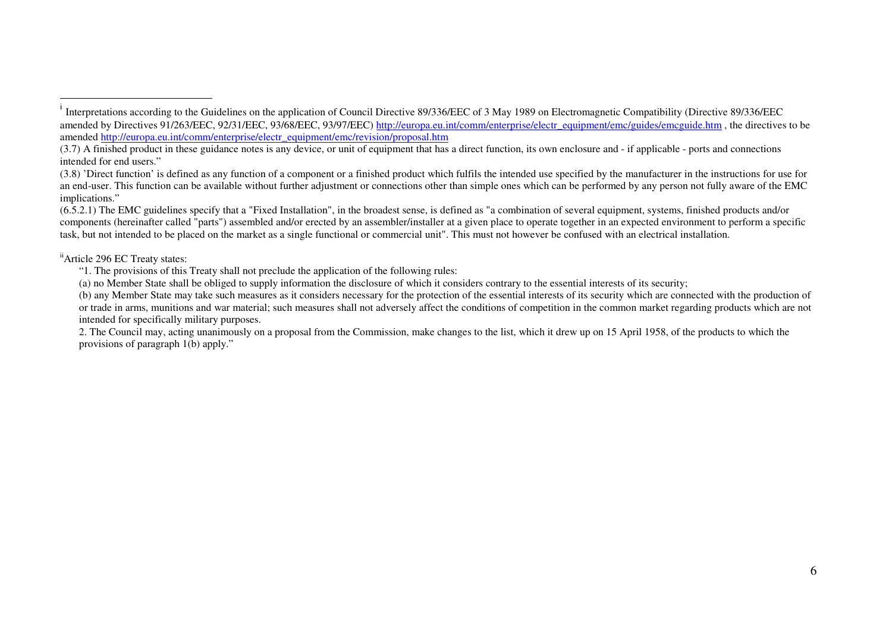---

[i] Interpretations according to the Guidelines on the application of Council Directive 89/336/EEC of 3 May 1989 on Electromagnetic Compatibility (Directive 89/336/EEC amended by Directives 91/263/EEC, 92/31/EEC, 93/68/EEC, 93/97/EEC) http://europa.eu.int/comm/enterprise/electr_equipment/emc/guides/emcguide.htm , the directives to be amended http://europa.eu.int/comm/enterprise/electr_equipment/emc/revision/proposal.htm

(3.7) A finished product in these guidance notes is any device, or unit of equipment that has a direct function, its own enclosure and - if applicable - ports and connections intended for end users."

(3.8) 'Direct function' is defined as any function of a component or a finished product which fulfils the intended use specified by the manufacturer in the instructions for use for an end-user. This function can be available without further adjustment or connections other than simple ones which can be performed by any person not fully aware of the EMC implications."

(6.5.2.1) The EMC guidelines specify that a "Fixed Installation", in the broadest sense, is defined as "a combination of several equipment, systems, finished products and/or components (hereinafter called "parts") assembled and/or erected by an assembler/installer at a given place to operate together in an expected environment to perform a specific task, but not intended to be placed on the market as a single functional or commercial unit". This must not however be confused with an electrical installation.

[ii] Article 296 EC Treaty states:

> "1. The provisions of this Treaty shall not preclude the application of the following rules:
>
> (a) no Member State shall be obliged to supply information the disclosure of which it considers contrary to the essential interests of its security;
>
> (b) any Member State may take such measures as it considers necessary for the protection of the essential interests of its security which are connected with the production of or trade in arms, munitions and war material; such measures shall not adversely affect the conditions of competition in the common market regarding products which are not intended for specifically military purposes.
>
> 2. The Council may, acting unanimously on a proposal from the Commission, make changes to the list, which it drew up on 15 April 1958, of the products to which the provisions of paragraph 1(b) apply."